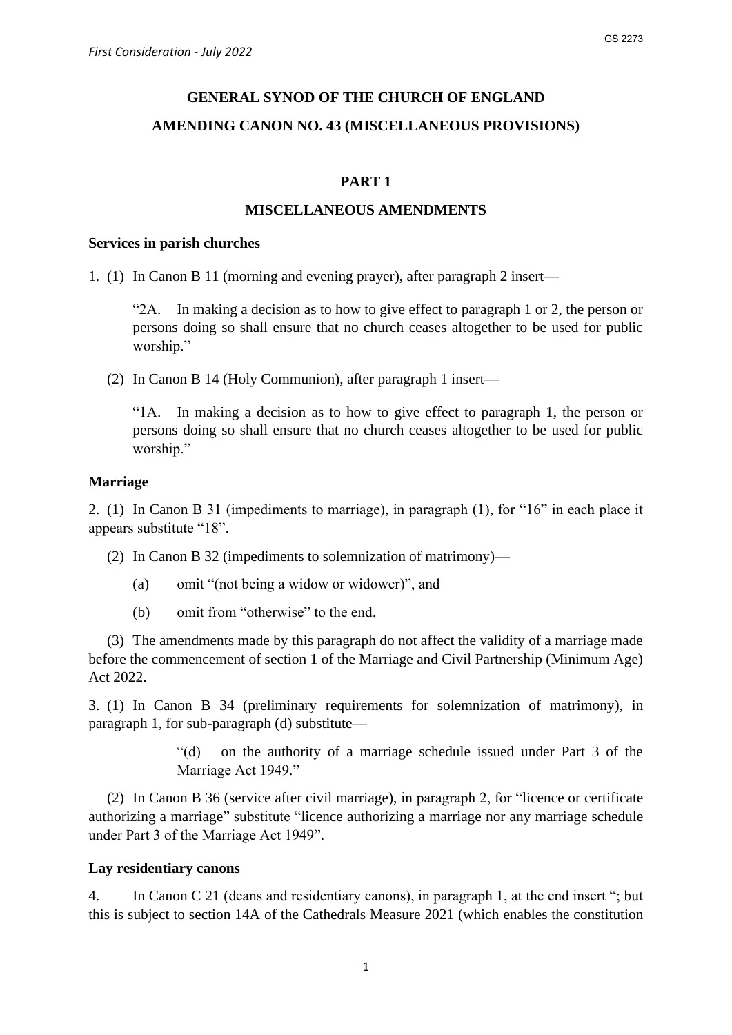*First Consideration - July 2022*

GS 2273

# GENERAL SYNOD OF THE CHURCH OF ENGLAND

# AMENDING CANON NO. 43 (MISCELLANEOUS PROVISIONS)

## PART 1

## MISCELLANEOUS AMENDMENTS

### Services in parish churches

1. (1) In Canon B 11 (morning and evening prayer), after paragraph 2 insert—

> "2A. In making a decision as to how to give effect to paragraph 1 or 2, the person or persons doing so shall ensure that no church ceases altogether to be used for public worship."

(2) In Canon B 14 (Holy Communion), after paragraph 1 insert—

> "1A. In making a decision as to how to give effect to paragraph 1, the person or persons doing so shall ensure that no church ceases altogether to be used for public worship."

### Marriage

2. (1) In Canon B 31 (impediments to marriage), in paragraph (1), for "16" in each place it appears substitute "18".

(2) In Canon B 32 (impediments to solemnization of matrimony)—

(a) omit "(not being a widow or widower)", and

(b) omit from "otherwise" to the end.

(3) The amendments made by this paragraph do not affect the validity of a marriage made before the commencement of section 1 of the Marriage and Civil Partnership (Minimum Age) Act 2022.

3. (1) In Canon B 34 (preliminary requirements for solemnization of matrimony), in paragraph 1, for sub-paragraph (d) substitute—

> "(d) on the authority of a marriage schedule issued under Part 3 of the Marriage Act 1949."

(2) In Canon B 36 (service after civil marriage), in paragraph 2, for "licence or certificate authorizing a marriage" substitute "licence authorizing a marriage nor any marriage schedule under Part 3 of the Marriage Act 1949".

### Lay residentiary canons

4. In Canon C 21 (deans and residentiary canons), in paragraph 1, at the end insert "; but this is subject to section 14A of the Cathedrals Measure 2021 (which enables the constitution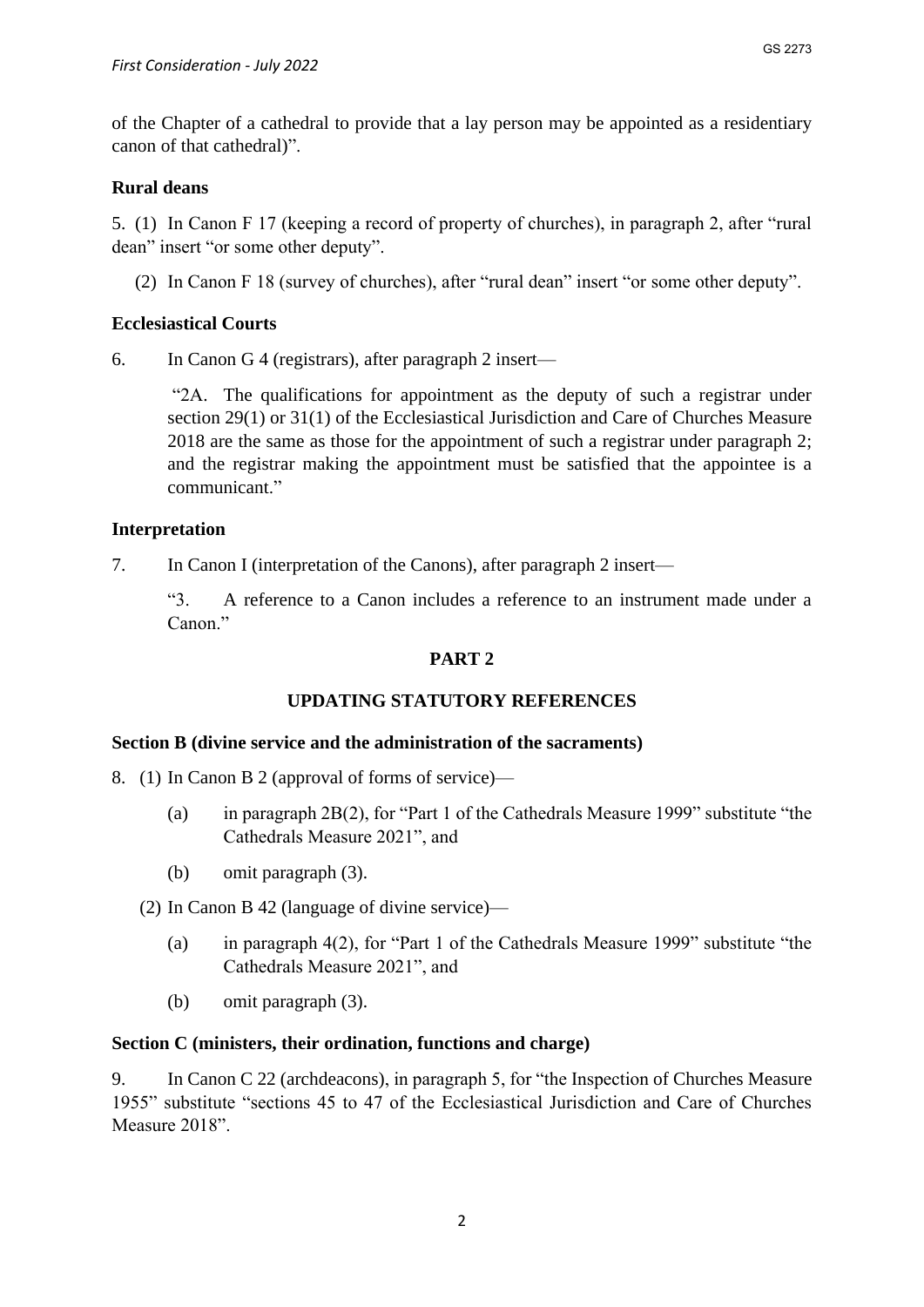of the Chapter of a cathedral to provide that a lay person may be appointed as a residentiary canon of that cathedral)".

**Rural deans**

5. (1) In Canon F 17 (keeping a record of property of churches), in paragraph 2, after "rural dean" insert "or some other deputy".

(2) In Canon F 18 (survey of churches), after "rural dean" insert "or some other deputy".

**Ecclesiastical Courts**

6. In Canon G 4 (registrars), after paragraph 2 insert—

"2A. The qualifications for appointment as the deputy of such a registrar under section 29(1) or 31(1) of the Ecclesiastical Jurisdiction and Care of Churches Measure 2018 are the same as those for the appointment of such a registrar under paragraph 2; and the registrar making the appointment must be satisfied that the appointee is a communicant."

**Interpretation**

7. In Canon I (interpretation of the Canons), after paragraph 2 insert—

"3. A reference to a Canon includes a reference to an instrument made under a Canon."

## PART 2

## UPDATING STATUTORY REFERENCES

**Section B (divine service and the administration of the sacraments)**

8. (1) In Canon B 2 (approval of forms of service)—

(a) in paragraph 2B(2), for "Part 1 of the Cathedrals Measure 1999" substitute "the Cathedrals Measure 2021", and

(b) omit paragraph (3).

(2) In Canon B 42 (language of divine service)—

(a) in paragraph 4(2), for "Part 1 of the Cathedrals Measure 1999" substitute "the Cathedrals Measure 2021", and

(b) omit paragraph (3).

**Section C (ministers, their ordination, functions and charge)**

9. In Canon C 22 (archdeacons), in paragraph 5, for "the Inspection of Churches Measure 1955" substitute "sections 45 to 47 of the Ecclesiastical Jurisdiction and Care of Churches Measure 2018".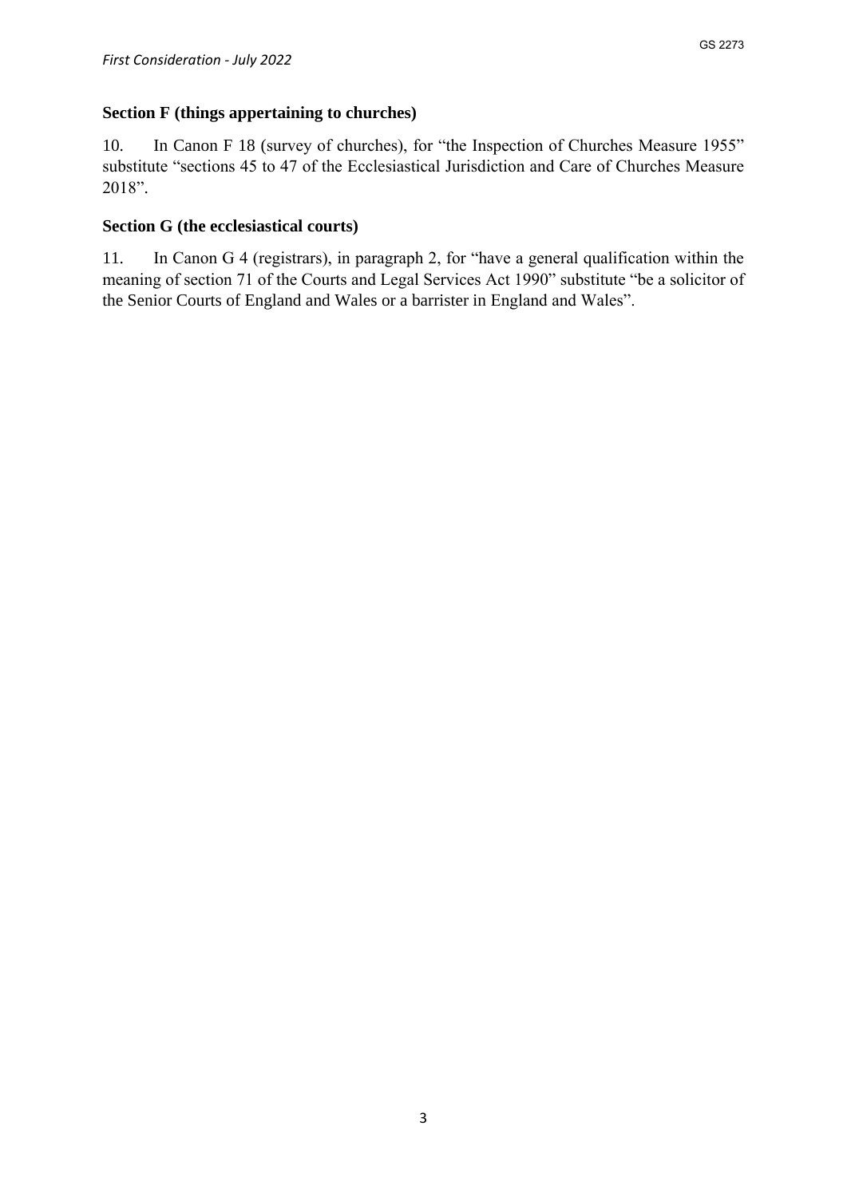### Section F (things appertaining to churches)

10. In Canon F 18 (survey of churches), for "the Inspection of Churches Measure 1955" substitute "sections 45 to 47 of the Ecclesiastical Jurisdiction and Care of Churches Measure 2018".

### Section G (the ecclesiastical courts)

11. In Canon G 4 (registrars), in paragraph 2, for "have a general qualification within the meaning of section 71 of the Courts and Legal Services Act 1990" substitute "be a solicitor of the Senior Courts of England and Wales or a barrister in England and Wales".